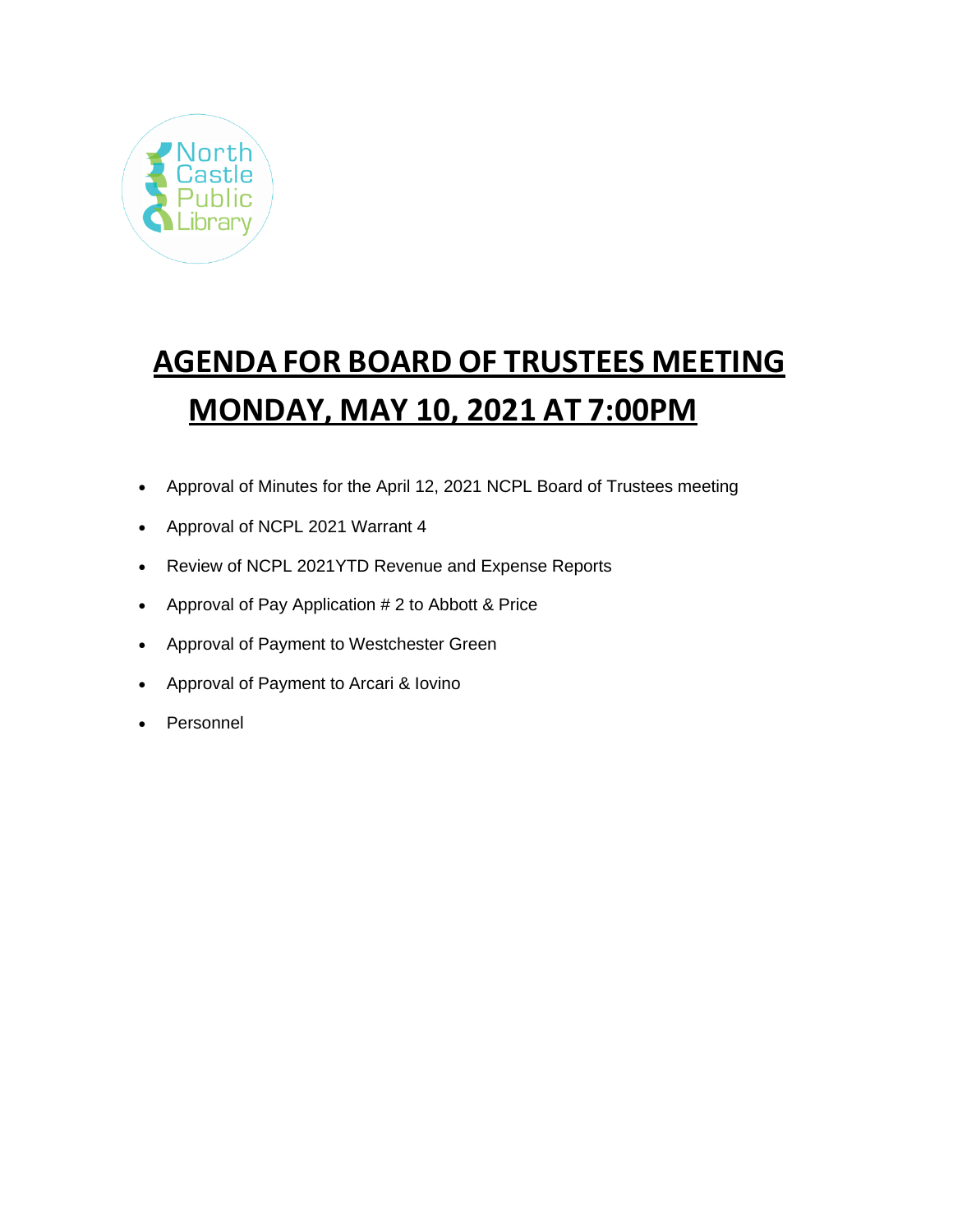North Castle Public Library

# AGENDA FOR BOARD OF TRUSTEES MEETING
# MONDAY, MAY 10, 2021 AT 7:00PM

- Approval of Minutes for the April 12, 2021 NCPL Board of Trustees meeting
- Approval of NCPL 2021 Warrant 4
- Review of NCPL 2021YTD Revenue and Expense Reports
- Approval of Pay Application # 2 to Abbott & Price
- Approval of Payment to Westchester Green
- Approval of Payment to Arcari & Iovino
- Personnel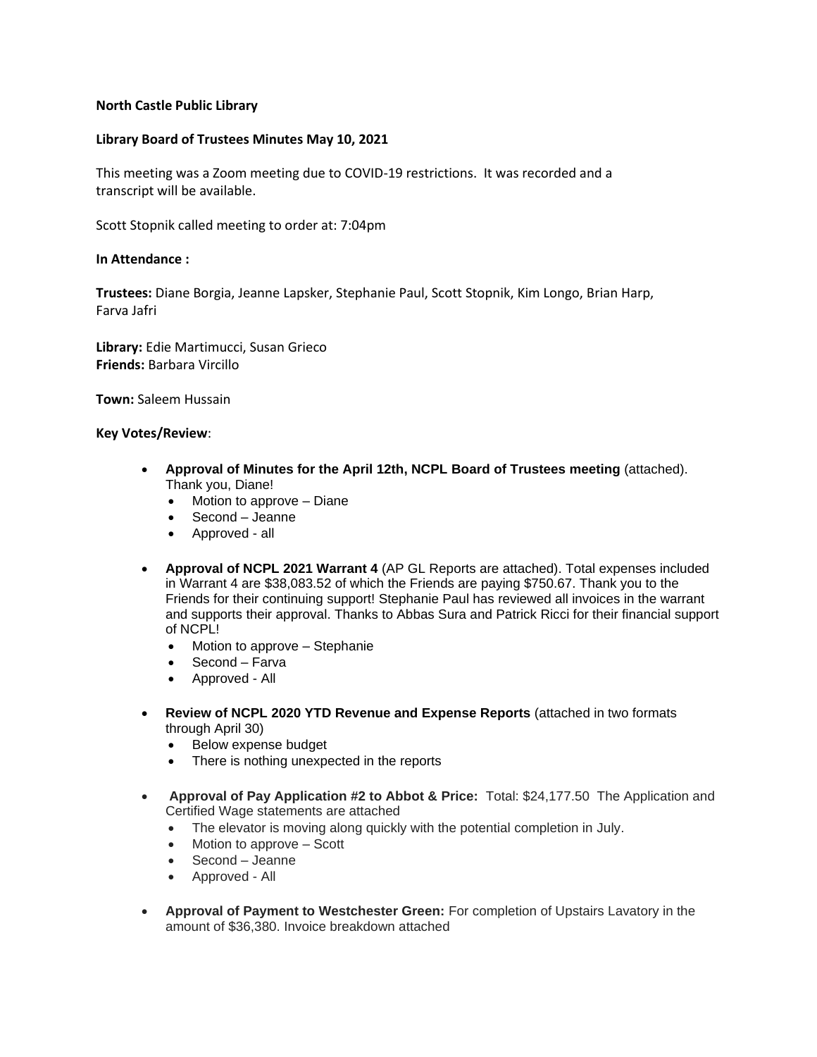**North Castle Public Library**

**Library Board of Trustees Minutes May 10, 2021**

This meeting was a Zoom meeting due to COVID-19 restrictions. It was recorded and a transcript will be available.

Scott Stopnik called meeting to order at: 7:04pm

**In Attendance :**

**Trustees:** Diane Borgia, Jeanne Lapsker, Stephanie Paul, Scott Stopnik, Kim Longo, Brian Harp, Farva Jafri

**Library:** Edie Martimucci, Susan Grieco
**Friends:** Barbara Vircillo

**Town:** Saleem Hussain

**Key Votes/Review**:

- **Approval of Minutes for the April 12th, NCPL Board of Trustees meeting** (attached). Thank you, Diane!
  - Motion to approve – Diane
  - Second – Jeanne
  - Approved - all
- **Approval of NCPL 2021 Warrant 4** (AP GL Reports are attached). Total expenses included in Warrant 4 are $38,083.52 of which the Friends are paying $750.67. Thank you to the Friends for their continuing support! Stephanie Paul has reviewed all invoices in the warrant and supports their approval. Thanks to Abbas Sura and Patrick Ricci for their financial support of NCPL!
  - Motion to approve – Stephanie
  - Second – Farva
  - Approved - All
- **Review of NCPL 2020 YTD Revenue and Expense Reports** (attached in two formats through April 30)
  - Below expense budget
  - There is nothing unexpected in the reports
- **Approval of Pay Application #2 to Abbot & Price:** Total: $24,177.50 The Application and Certified Wage statements are attached
  - The elevator is moving along quickly with the potential completion in July.
  - Motion to approve – Scott
  - Second – Jeanne
  - Approved - All
- **Approval of Payment to Westchester Green:** For completion of Upstairs Lavatory in the amount of $36,380. Invoice breakdown attached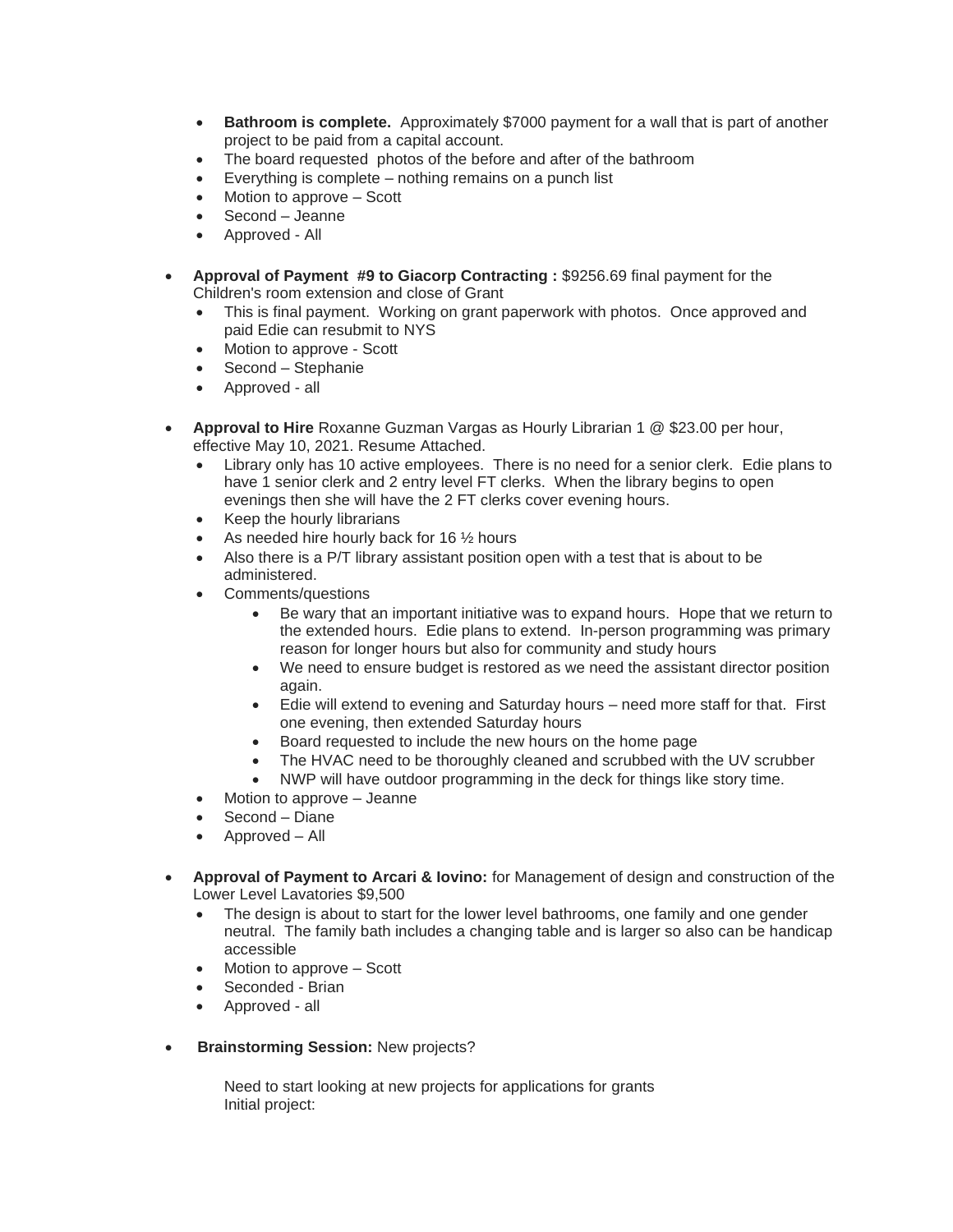- **Bathroom is complete.** Approximately $7000 payment for a wall that is part of another project to be paid from a capital account.
- The board requested photos of the before and after of the bathroom
- Everything is complete – nothing remains on a punch list
- Motion to approve – Scott
- Second – Jeanne
- Approved - All

- **Approval of Payment #9 to Giacorp Contracting :** $9256.69 final payment for the Children's room extension and close of Grant
  - This is final payment. Working on grant paperwork with photos. Once approved and paid Edie can resubmit to NYS
  - Motion to approve - Scott
  - Second – Stephanie
  - Approved - all

- **Approval to Hire** Roxanne Guzman Vargas as Hourly Librarian 1 @ $23.00 per hour, effective May 10, 2021. Resume Attached.
  - Library only has 10 active employees. There is no need for a senior clerk. Edie plans to have 1 senior clerk and 2 entry level FT clerks. When the library begins to open evenings then she will have the 2 FT clerks cover evening hours.
  - Keep the hourly librarians
  - As needed hire hourly back for 16 ½ hours
  - Also there is a P/T library assistant position open with a test that is about to be administered.
  - Comments/questions
    - Be wary that an important initiative was to expand hours. Hope that we return to the extended hours. Edie plans to extend. In-person programming was primary reason for longer hours but also for community and study hours
    - We need to ensure budget is restored as we need the assistant director position again.
    - Edie will extend to evening and Saturday hours – need more staff for that. First one evening, then extended Saturday hours
    - Board requested to include the new hours on the home page
    - The HVAC need to be thoroughly cleaned and scrubbed with the UV scrubber
    - NWP will have outdoor programming in the deck for things like story time.
  - Motion to approve – Jeanne
  - Second – Diane
  - Approved – All

- **Approval of Payment to Arcari & Iovino:** for Management of design and construction of the Lower Level Lavatories $9,500
  - The design is about to start for the lower level bathrooms, one family and one gender neutral. The family bath includes a changing table and is larger so also can be handicap accessible
  - Motion to approve – Scott
  - Seconded - Brian
  - Approved - all

- **Brainstorming Session:** New projects?

  Need to start looking at new projects for applications for grants
  Initial project: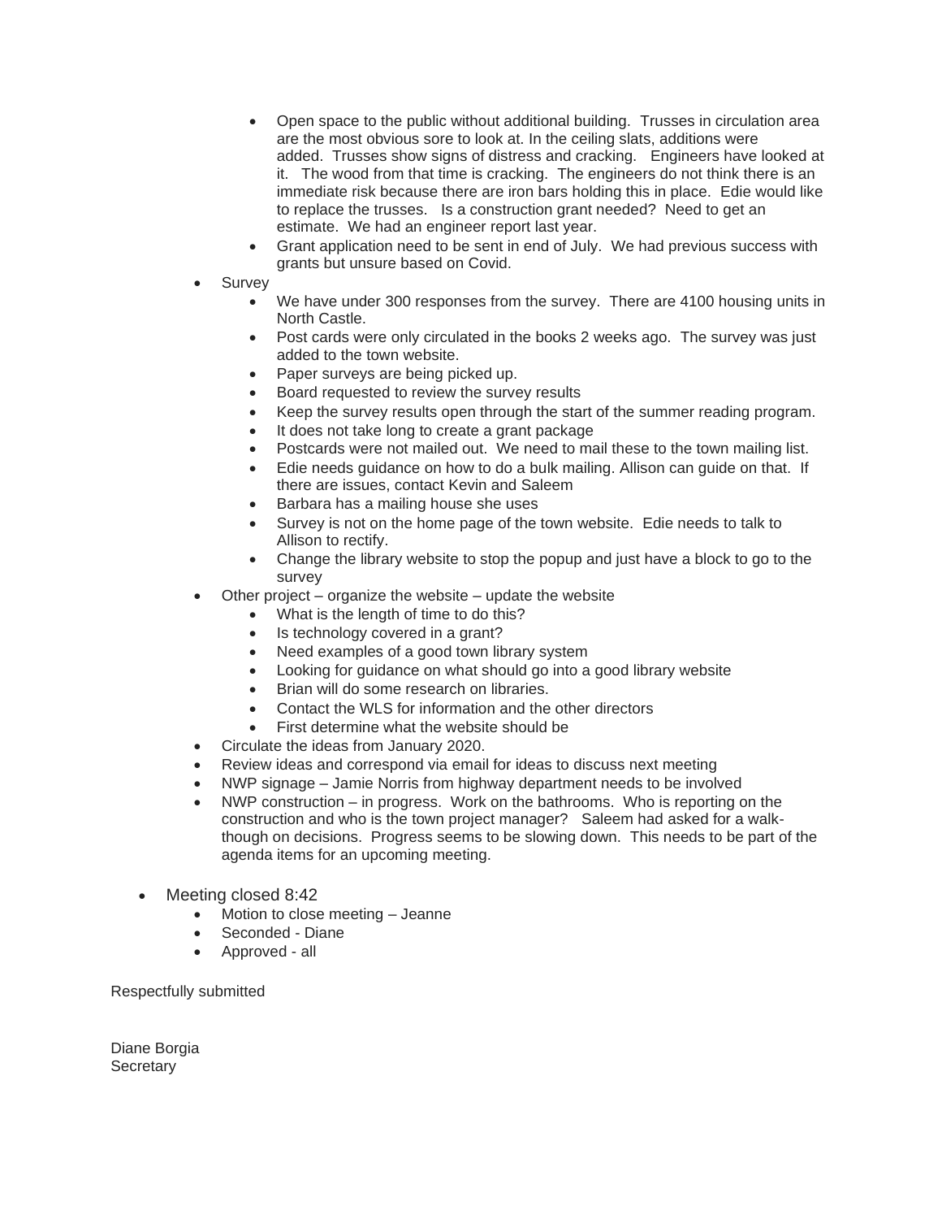- Open space to the public without additional building. Trusses in circulation area are the most obvious sore to look at. In the ceiling slats, additions were added. Trusses show signs of distress and cracking. Engineers have looked at it. The wood from that time is cracking. The engineers do not think there is an immediate risk because there are iron bars holding this in place. Edie would like to replace the trusses. Is a construction grant needed? Need to get an estimate. We had an engineer report last year.
    - Grant application need to be sent in end of July. We had previous success with grants but unsure based on Covid.
- Survey
    - We have under 300 responses from the survey. There are 4100 housing units in North Castle.
    - Post cards were only circulated in the books 2 weeks ago. The survey was just added to the town website.
    - Paper surveys are being picked up.
    - Board requested to review the survey results
    - Keep the survey results open through the start of the summer reading program.
    - It does not take long to create a grant package
    - Postcards were not mailed out. We need to mail these to the town mailing list.
    - Edie needs guidance on how to do a bulk mailing. Allison can guide on that. If there are issues, contact Kevin and Saleem
    - Barbara has a mailing house she uses
    - Survey is not on the home page of the town website. Edie needs to talk to Allison to rectify.
    - Change the library website to stop the popup and just have a block to go to the survey
- Other project – organize the website – update the website
    - What is the length of time to do this?
    - Is technology covered in a grant?
    - Need examples of a good town library system
    - Looking for guidance on what should go into a good library website
    - Brian will do some research on libraries.
    - Contact the WLS for information and the other directors
    - First determine what the website should be
- Circulate the ideas from January 2020.
- Review ideas and correspond via email for ideas to discuss next meeting
- NWP signage – Jamie Norris from highway department needs to be involved
- NWP construction – in progress. Work on the bathrooms. Who is reporting on the construction and who is the town project manager? Saleem had asked for a walk-though on decisions. Progress seems to be slowing down. This needs to be part of the agenda items for an upcoming meeting.

- Meeting closed 8:42
    - Motion to close meeting – Jeanne
    - Seconded - Diane
    - Approved - all

Respectfully submitted

Diane Borgia
Secretary